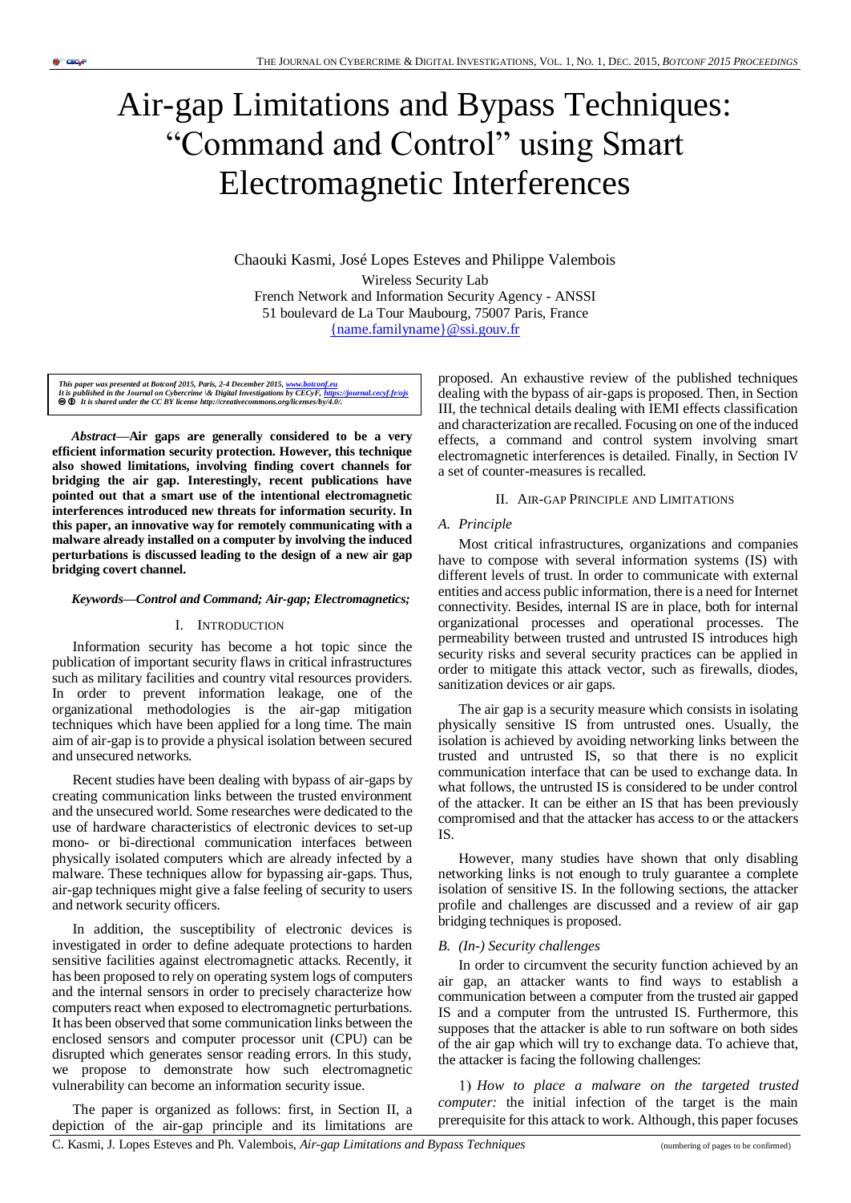# Air-gap Limitations and Bypass Techniques: "Command and Control" using Smart Electromagnetic Interferences

Chaouki Kasmi, José Lopes Esteves and Philippe Valembois

Wireless Security Lab
French Network and Information Security Agency - ANSSI
51 boulevard de La Tour Maubourg, 75007 Paris, France
{name.familyname}@ssi.gouv.fr

*This paper was presented at Botconf 2015, Paris, 2-4 December 2015, www.botconf.eu*
*It is published in the Journal on Cybercrime \& Digital Investigations by CECyF, https://journal.cecyf.fr/ojs*
*It is shared under the CC BY license http://creativecommons.org/licenses/by/4.0/.*

***Abstract*—Air gaps are generally considered to be a very efficient information security protection. However, this technique also showed limitations, involving finding covert channels for bridging the air gap. Interestingly, recent publications have pointed out that a smart use of the intentional electromagnetic interferences introduced new threats for information security. In this paper, an innovative way for remotely communicating with a malware already installed on a computer by involving the induced perturbations is discussed leading to the design of a new air gap bridging covert channel.**

***Keywords—Control and Command; Air-gap; Electromagnetics;***

## I. Introduction

Information security has become a hot topic since the publication of important security flaws in critical infrastructures such as military facilities and country vital resources providers. In order to prevent information leakage, one of the organizational methodologies is the air-gap mitigation techniques which have been applied for a long time. The main aim of air-gap is to provide a physical isolation between secured and unsecured networks.

Recent studies have been dealing with bypass of air-gaps by creating communication links between the trusted environment and the unsecured world. Some researches were dedicated to the use of hardware characteristics of electronic devices to set-up mono- or bi-directional communication interfaces between physically isolated computers which are already infected by a malware. These techniques allow for bypassing air-gaps. Thus, air-gap techniques might give a false feeling of security to users and network security officers.

In addition, the susceptibility of electronic devices is investigated in order to define adequate protections to harden sensitive facilities against electromagnetic attacks. Recently, it has been proposed to rely on operating system logs of computers and the internal sensors in order to precisely characterize how computers react when exposed to electromagnetic perturbations. It has been observed that some communication links between the enclosed sensors and computer processor unit (CPU) can be disrupted which generates sensor reading errors. In this study, we propose to demonstrate how such electromagnetic vulnerability can become an information security issue.

The paper is organized as follows: first, in Section II, a depiction of the air-gap principle and its limitations are proposed. An exhaustive review of the published techniques dealing with the bypass of air-gaps is proposed. Then, in Section III, the technical details dealing with IEMI effects classification and characterization are recalled. Focusing on one of the induced effects, a command and control system involving smart electromagnetic interferences is detailed. Finally, in Section IV a set of counter-measures is recalled.

## II. Air-gap Principle and Limitations

### A. Principle

Most critical infrastructures, organizations and companies have to compose with several information systems (IS) with different levels of trust. In order to communicate with external entities and access public information, there is a need for Internet connectivity. Besides, internal IS are in place, both for internal organizational processes and operational processes. The permeability between trusted and untrusted IS introduces high security risks and several security practices can be applied in order to mitigate this attack vector, such as firewalls, diodes, sanitization devices or air gaps.

The air gap is a security measure which consists in isolating physically sensitive IS from untrusted ones. Usually, the isolation is achieved by avoiding networking links between the trusted and untrusted IS, so that there is no explicit communication interface that can be used to exchange data. In what follows, the untrusted IS is considered to be under control of the attacker. It can be either an IS that has been previously compromised and that the attacker has access to or the attackers IS.

However, many studies have shown that only disabling networking links is not enough to truly guarantee a complete isolation of sensitive IS. In the following sections, the attacker profile and challenges are discussed and a review of air gap bridging techniques is proposed.

### B. (In-) Security challenges

In order to circumvent the security function achieved by an air gap, an attacker wants to find ways to establish a communication between a computer from the trusted air gapped IS and a computer from the untrusted IS. Furthermore, this supposes that the attacker is able to run software on both sides of the air gap which will try to exchange data. To achieve that, the attacker is facing the following challenges:

1) *How to place a malware on the targeted trusted computer:* the initial infection of the target is the main prerequisite for this attack to work. Although, this paper focuses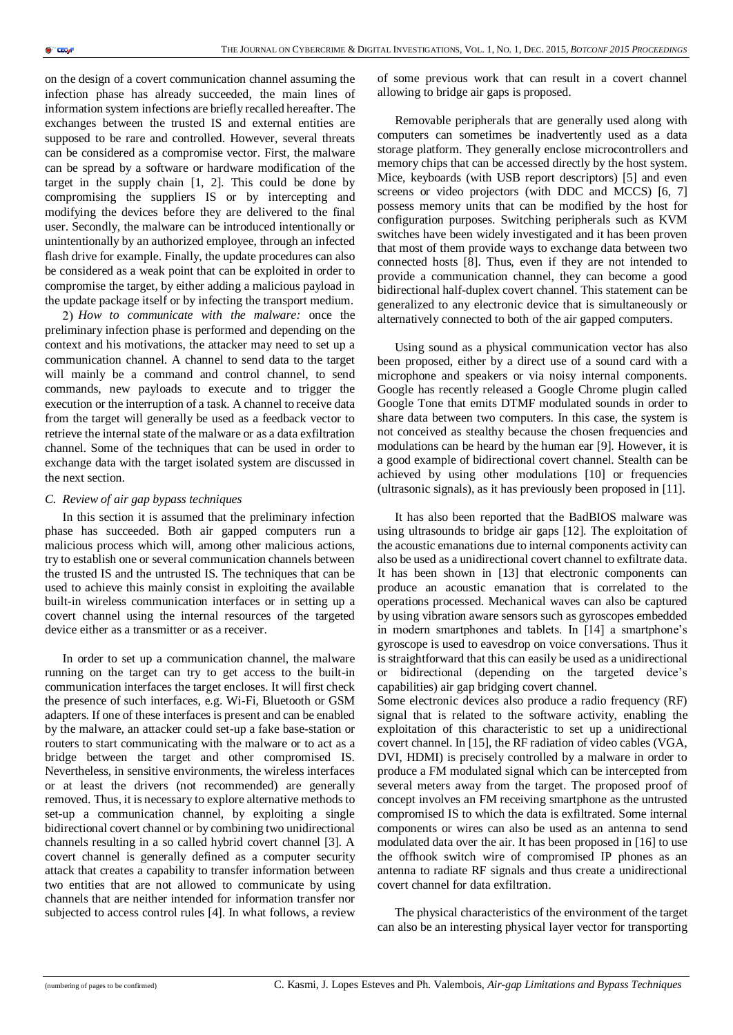on the design of a covert communication channel assuming the infection phase has already succeeded, the main lines of information system infections are briefly recalled hereafter. The exchanges between the trusted IS and external entities are supposed to be rare and controlled. However, several threats can be considered as a compromise vector. First, the malware can be spread by a software or hardware modification of the target in the supply chain [1, 2]. This could be done by compromising the suppliers IS or by intercepting and modifying the devices before they are delivered to the final user. Secondly, the malware can be introduced intentionally or unintentionally by an authorized employee, through an infected flash drive for example. Finally, the update procedures can also be considered as a weak point that can be exploited in order to compromise the target, by either adding a malicious payload in the update package itself or by infecting the transport medium.

2) *How to communicate with the malware:* once the preliminary infection phase is performed and depending on the context and his motivations, the attacker may need to set up a communication channel. A channel to send data to the target will mainly be a command and control channel, to send commands, new payloads to execute and to trigger the execution or the interruption of a task. A channel to receive data from the target will generally be used as a feedback vector to retrieve the internal state of the malware or as a data exfiltration channel. Some of the techniques that can be used in order to exchange data with the target isolated system are discussed in the next section.

### C. Review of air gap bypass techniques

In this section it is assumed that the preliminary infection phase has succeeded. Both air gapped computers run a malicious process which will, among other malicious actions, try to establish one or several communication channels between the trusted IS and the untrusted IS. The techniques that can be used to achieve this mainly consist in exploiting the available built-in wireless communication interfaces or in setting up a covert channel using the internal resources of the targeted device either as a transmitter or as a receiver.

In order to set up a communication channel, the malware running on the target can try to get access to the built-in communication interfaces the target encloses. It will first check the presence of such interfaces, e.g. Wi-Fi, Bluetooth or GSM adapters. If one of these interfaces is present and can be enabled by the malware, an attacker could set-up a fake base-station or routers to start communicating with the malware or to act as a bridge between the target and other compromised IS. Nevertheless, in sensitive environments, the wireless interfaces or at least the drivers (not recommended) are generally removed. Thus, it is necessary to explore alternative methods to set-up a communication channel, by exploiting a single bidirectional covert channel or by combining two unidirectional channels resulting in a so called hybrid covert channel [3]. A covert channel is generally defined as a computer security attack that creates a capability to transfer information between two entities that are not allowed to communicate by using channels that are neither intended for information transfer nor subjected to access control rules [4]. In what follows, a review of some previous work that can result in a covert channel allowing to bridge air gaps is proposed.

Removable peripherals that are generally used along with computers can sometimes be inadvertently used as a data storage platform. They generally enclose microcontrollers and memory chips that can be accessed directly by the host system. Mice, keyboards (with USB report descriptors) [5] and even screens or video projectors (with DDC and MCCS) [6, 7] possess memory units that can be modified by the host for configuration purposes. Switching peripherals such as KVM switches have been widely investigated and it has been proven that most of them provide ways to exchange data between two connected hosts [8]. Thus, even if they are not intended to provide a communication channel, they can become a good bidirectional half-duplex covert channel. This statement can be generalized to any electronic device that is simultaneously or alternatively connected to both of the air gapped computers.

Using sound as a physical communication vector has also been proposed, either by a direct use of a sound card with a microphone and speakers or via noisy internal components. Google has recently released a Google Chrome plugin called Google Tone that emits DTMF modulated sounds in order to share data between two computers. In this case, the system is not conceived as stealthy because the chosen frequencies and modulations can be heard by the human ear [9]. However, it is a good example of bidirectional covert channel. Stealth can be achieved by using other modulations [10] or frequencies (ultrasonic signals), as it has previously been proposed in [11].

It has also been reported that the BadBIOS malware was using ultrasounds to bridge air gaps [12]. The exploitation of the acoustic emanations due to internal components activity can also be used as a unidirectional covert channel to exfiltrate data. It has been shown in [13] that electronic components can produce an acoustic emanation that is correlated to the operations processed. Mechanical waves can also be captured by using vibration aware sensors such as gyroscopes embedded in modern smartphones and tablets. In [14] a smartphone's gyroscope is used to eavesdrop on voice conversations. Thus it is straightforward that this can easily be used as a unidirectional or bidirectional (depending on the targeted device's capabilities) air gap bridging covert channel.

Some electronic devices also produce a radio frequency (RF) signal that is related to the software activity, enabling the exploitation of this characteristic to set up a unidirectional covert channel. In [15], the RF radiation of video cables (VGA, DVI, HDMI) is precisely controlled by a malware in order to produce a FM modulated signal which can be intercepted from several meters away from the target. The proposed proof of concept involves an FM receiving smartphone as the untrusted compromised IS to which the data is exfiltrated. Some internal components or wires can also be used as an antenna to send modulated data over the air. It has been proposed in [16] to use the offhook switch wire of compromised IP phones as an antenna to radiate RF signals and thus create a unidirectional covert channel for data exfiltration.

The physical characteristics of the environment of the target can also be an interesting physical layer vector for transporting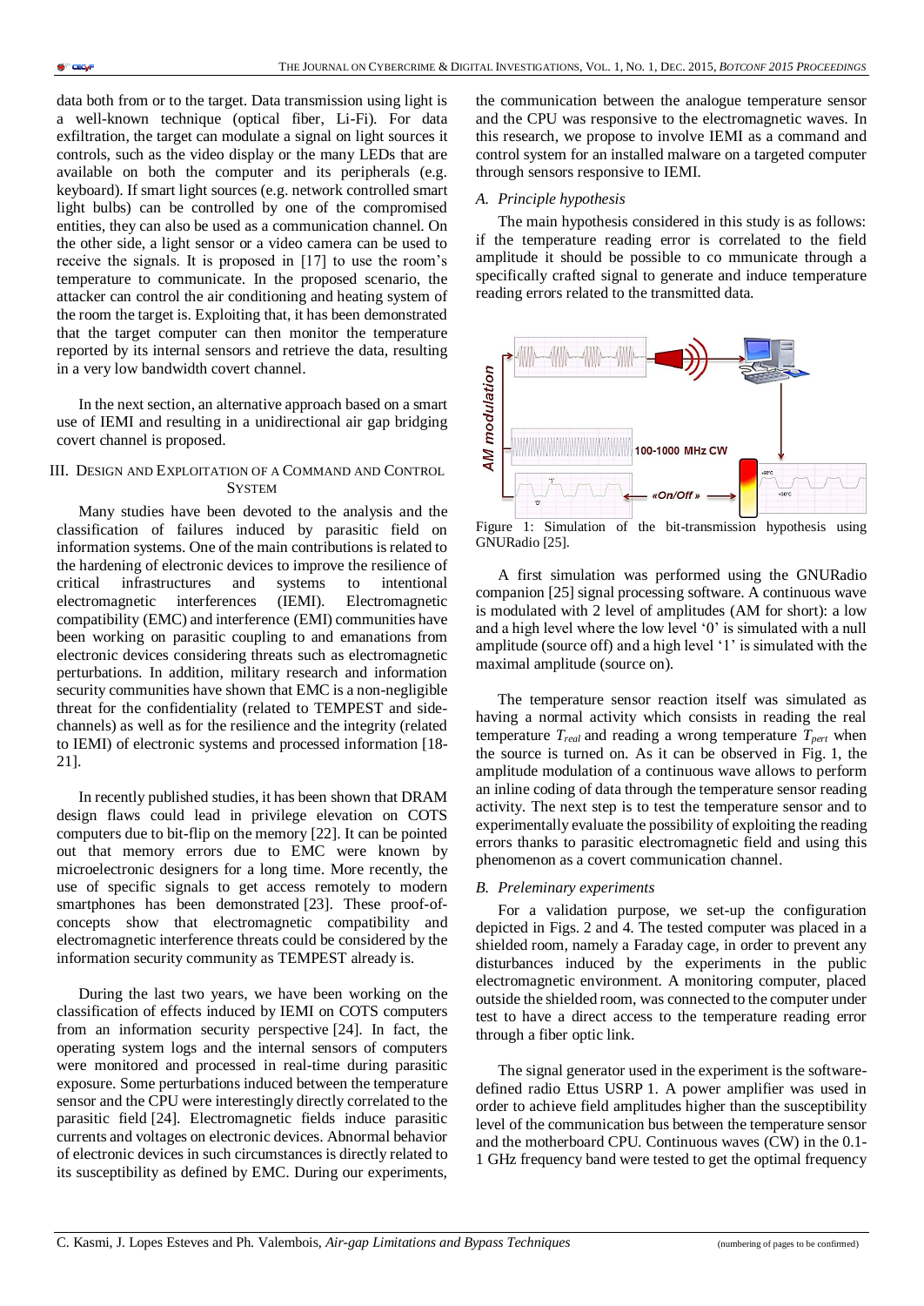data both from or to the target. Data transmission using light is a well-known technique (optical fiber, Li-Fi). For data exfiltration, the target can modulate a signal on light sources it controls, such as the video display or the many LEDs that are available on both the computer and its peripherals (e.g. keyboard). If smart light sources (e.g. network controlled smart light bulbs) can be controlled by one of the compromised entities, they can also be used as a communication channel. On the other side, a light sensor or a video camera can be used to receive the signals. It is proposed in [17] to use the room's temperature to communicate. In the proposed scenario, the attacker can control the air conditioning and heating system of the room the target is. Exploiting that, it has been demonstrated that the target computer can then monitor the temperature reported by its internal sensors and retrieve the data, resulting in a very low bandwidth covert channel.

In the next section, an alternative approach based on a smart use of IEMI and resulting in a unidirectional air gap bridging covert channel is proposed.

## III. Design and Exploitation of a Command and Control System

Many studies have been devoted to the analysis and the classification of failures induced by parasitic field on information systems. One of the main contributions is related to the hardening of electronic devices to improve the resilience of critical infrastructures and systems to intentional electromagnetic interferences (IEMI). Electromagnetic compatibility (EMC) and interference (EMI) communities have been working on parasitic coupling to and emanations from electronic devices considering threats such as electromagnetic perturbations. In addition, military research and information security communities have shown that EMC is a non-negligible threat for the confidentiality (related to TEMPEST and side-channels) as well as for the resilience and the integrity (related to IEMI) of electronic systems and processed information [18-21].

In recently published studies, it has been shown that DRAM design flaws could lead in privilege elevation on COTS computers due to bit-flip on the memory [22]. It can be pointed out that memory errors due to EMC were known by microelectronic designers for a long time. More recently, the use of specific signals to get access remotely to modern smartphones has been demonstrated [23]. These proof-of-concepts show that electromagnetic compatibility and electromagnetic interference threats could be considered by the information security community as TEMPEST already is.

During the last two years, we have been working on the classification of effects induced by IEMI on COTS computers from an information security perspective [24]. In fact, the operating system logs and the internal sensors of computers were monitored and processed in real-time during parasitic exposure. Some perturbations induced between the temperature sensor and the CPU were interestingly directly correlated to the parasitic field [24]. Electromagnetic fields induce parasitic currents and voltages on electronic devices. Abnormal behavior of electronic devices in such circumstances is directly related to its susceptibility as defined by EMC. During our experiments, the communication between the analogue temperature sensor and the CPU was responsive to the electromagnetic waves. In this research, we propose to involve IEMI as a command and control system for an installed malware on a targeted computer through sensors responsive to IEMI.

### A. Principle hypothesis

The main hypothesis considered in this study is as follows: if the temperature reading error is correlated to the field amplitude it should be possible to co mmunicate through a specifically crafted signal to generate and induce temperature reading errors related to the transmitted data.

Figure 1: Simulation of the bit-transmission hypothesis using GNURadio [25].

A first simulation was performed using the GNURadio companion [25] signal processing software. A continuous wave is modulated with 2 level of amplitudes (AM for short): a low and a high level where the low level '0' is simulated with a null amplitude (source off) and a high level '1' is simulated with the maximal amplitude (source on).

The temperature sensor reaction itself was simulated as having a normal activity which consists in reading the real temperature $T_{real}$ and reading a wrong temperature $T_{pert}$ when the source is turned on. As it can be observed in Fig. 1, the amplitude modulation of a continuous wave allows to perform an inline coding of data through the temperature sensor reading activity. The next step is to test the temperature sensor and to experimentally evaluate the possibility of exploiting the reading errors thanks to parasitic electromagnetic field and using this phenomenon as a covert communication channel.

### B. Preleminary experiments

For a validation purpose, we set-up the configuration depicted in Figs. 2 and 4. The tested computer was placed in a shielded room, namely a Faraday cage, in order to prevent any disturbances induced by the experiments in the public electromagnetic environment. A monitoring computer, placed outside the shielded room, was connected to the computer under test to have a direct access to the temperature reading error through a fiber optic link.

The signal generator used in the experiment is the software-defined radio Ettus USRP 1. A power amplifier was used in order to achieve field amplitudes higher than the susceptibility level of the communication bus between the temperature sensor and the motherboard CPU. Continuous waves (CW) in the 0.1-1 GHz frequency band were tested to get the optimal frequency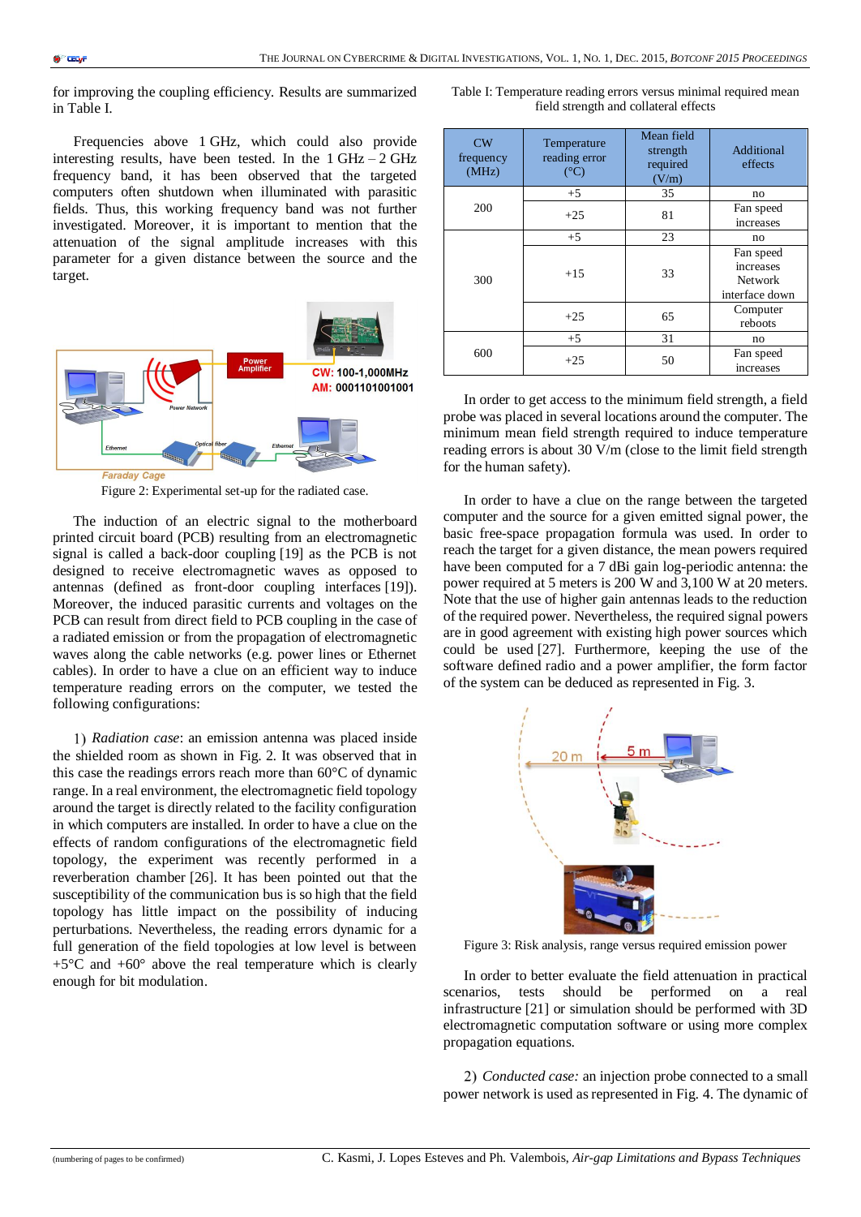for improving the coupling efficiency. Results are summarized in Table I.

Frequencies above 1 GHz, which could also provide interesting results, have been tested. In the 1 GHz – 2 GHz frequency band, it has been observed that the targeted computers often shutdown when illuminated with parasitic fields. Thus, this working frequency band was not further investigated. Moreover, it is important to mention that the attenuation of the signal amplitude increases with this parameter for a given distance between the source and the target.

Figure 2: Experimental set-up for the radiated case.

The induction of an electric signal to the motherboard printed circuit board (PCB) resulting from an electromagnetic signal is called a back-door coupling [19] as the PCB is not designed to receive electromagnetic waves as opposed to antennas (defined as front-door coupling interfaces [19]). Moreover, the induced parasitic currents and voltages on the PCB can result from direct field to PCB coupling in the case of a radiated emission or from the propagation of electromagnetic waves along the cable networks (e.g. power lines or Ethernet cables). In order to have a clue on an efficient way to induce temperature reading errors on the computer, we tested the following configurations:

1) *Radiation case*: an emission antenna was placed inside the shielded room as shown in Fig. 2. It was observed that in this case the readings errors reach more than 60°C of dynamic range. In a real environment, the electromagnetic field topology around the target is directly related to the facility configuration in which computers are installed. In order to have a clue on the effects of random configurations of the electromagnetic field topology, the experiment was recently performed in a reverberation chamber [26]. It has been pointed out that the susceptibility of the communication bus is so high that the field topology has little impact on the possibility of inducing perturbations. Nevertheless, the reading errors dynamic for a full generation of the field topologies at low level is between +5°C and +60° above the real temperature which is clearly enough for bit modulation.

Table I: Temperature reading errors versus minimal required mean field strength and collateral effects

| CW frequency (MHz) | Temperature reading error (°C) | Mean field strength required (V/m) | Additional effects |
|---|---|---|---|
| 200 | +5 | 35 | no |
| | +25 | 81 | Fan speed increases |
| 300 | +5 | 23 | no |
| | +15 | 33 | Fan speed increases Network interface down |
| | +25 | 65 | Computer reboots |
| 600 | +5 | 31 | no |
| | +25 | 50 | Fan speed increases |

In order to get access to the minimum field strength, a field probe was placed in several locations around the computer. The minimum mean field strength required to induce temperature reading errors is about 30 V/m (close to the limit field strength for the human safety).

In order to have a clue on the range between the targeted computer and the source for a given emitted signal power, the basic free-space propagation formula was used. In order to reach the target for a given distance, the mean powers required have been computed for a 7 dBi gain log-periodic antenna: the power required at 5 meters is 200 W and 3,100 W at 20 meters. Note that the use of higher gain antennas leads to the reduction of the required power. Nevertheless, the required signal powers are in good agreement with existing high power sources which could be used [27]. Furthermore, keeping the use of the software defined radio and a power amplifier, the form factor of the system can be deduced as represented in Fig. 3.

Figure 3: Risk analysis, range versus required emission power

In order to better evaluate the field attenuation in practical scenarios, tests should be performed on a real infrastructure [21] or simulation should be performed with 3D electromagnetic computation software or using more complex propagation equations.

2) *Conducted case:* an injection probe connected to a small power network is used as represented in Fig. 4. The dynamic of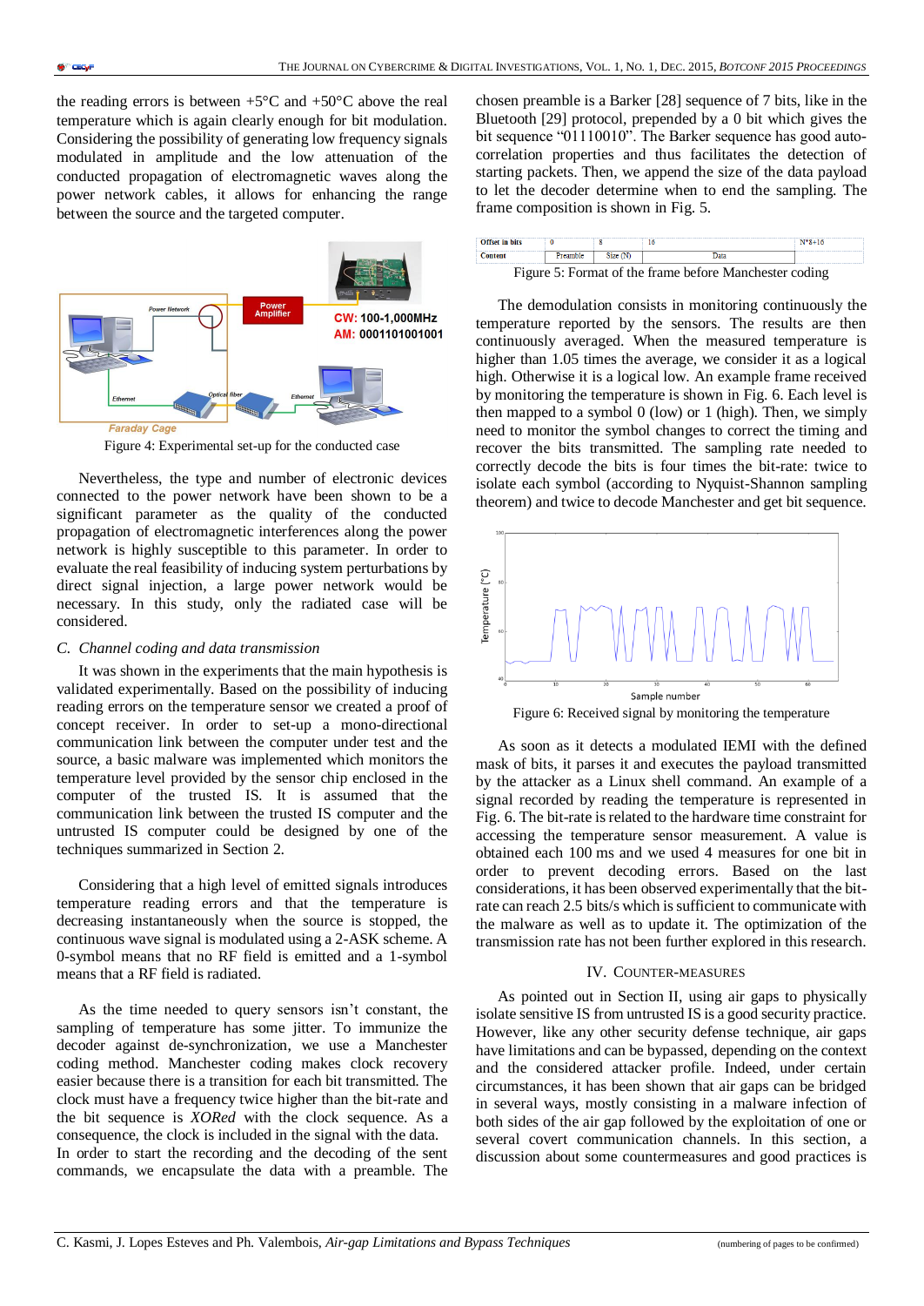the reading errors is between +5°C and +50°C above the real temperature which is again clearly enough for bit modulation. Considering the possibility of generating low frequency signals modulated in amplitude and the low attenuation of the conducted propagation of electromagnetic waves along the power network cables, it allows for enhancing the range between the source and the targeted computer.

Figure 4: Experimental set-up for the conducted case

Nevertheless, the type and number of electronic devices connected to the power network have been shown to be a significant parameter as the quality of the conducted propagation of electromagnetic interferences along the power network is highly susceptible to this parameter. In order to evaluate the real feasibility of inducing system perturbations by direct signal injection, a large power network would be necessary. In this study, only the radiated case will be considered.

### C. Channel coding and data transmission

It was shown in the experiments that the main hypothesis is validated experimentally. Based on the possibility of inducing reading errors on the temperature sensor we created a proof of concept receiver. In order to set-up a mono-directional communication link between the computer under test and the source, a basic malware was implemented which monitors the temperature level provided by the sensor chip enclosed in the computer of the trusted IS. It is assumed that the communication link between the trusted IS computer and the untrusted IS computer could be designed by one of the techniques summarized in Section 2.

Considering that a high level of emitted signals introduces temperature reading errors and that the temperature is decreasing instantaneously when the source is stopped, the continuous wave signal is modulated using a 2-ASK scheme. A 0-symbol means that no RF field is emitted and a 1-symbol means that a RF field is radiated.

As the time needed to query sensors isn't constant, the sampling of temperature has some jitter. To immunize the decoder against de-synchronization, we use a Manchester coding method. Manchester coding makes clock recovery easier because there is a transition for each bit transmitted. The clock must have a frequency twice higher than the bit-rate and the bit sequence is *XORed* with the clock sequence. As a consequence, the clock is included in the signal with the data. In order to start the recording and the decoding of the sent commands, we encapsulate the data with a preamble. The chosen preamble is a Barker [28] sequence of 7 bits, like in the Bluetooth [29] protocol, prepended by a 0 bit which gives the bit sequence "01110010". The Barker sequence has good auto-correlation properties and thus facilitates the detection of starting packets. Then, we append the size of the data payload to let the decoder determine when to end the sampling. The frame composition is shown in Fig. 5.

| Offset in bits | 0 | 8 | 16 | N*8+16 |
|---|---|---|---|---|
| Content | Preamble | Size (N) | Data | |

Figure 5: Format of the frame before Manchester coding

The demodulation consists in monitoring continuously the temperature reported by the sensors. The results are then continuously averaged. When the measured temperature is higher than 1.05 times the average, we consider it as a logical high. Otherwise it is a logical low. An example frame received by monitoring the temperature is shown in Fig. 6. Each level is then mapped to a symbol 0 (low) or 1 (high). Then, we simply need to monitor the symbol changes to correct the timing and recover the bits transmitted. The sampling rate needed to correctly decode the bits is four times the bit-rate: twice to isolate each symbol (according to Nyquist-Shannon sampling theorem) and twice to decode Manchester and get bit sequence.

Figure 6: Received signal by monitoring the temperature

As soon as it detects a modulated IEMI with the defined mask of bits, it parses it and executes the payload transmitted by the attacker as a Linux shell command. An example of a signal recorded by reading the temperature is represented in Fig. 6. The bit-rate is related to the hardware time constraint for accessing the temperature sensor measurement. A value is obtained each 100 ms and we used 4 measures for one bit in order to prevent decoding errors. Based on the last considerations, it has been observed experimentally that the bit-rate can reach 2.5 bits/s which is sufficient to communicate with the malware as well as to update it. The optimization of the transmission rate has not been further explored in this research.

## IV. Counter-measures

As pointed out in Section II, using air gaps to physically isolate sensitive IS from untrusted IS is a good security practice. However, like any other security defense technique, air gaps have limitations and can be bypassed, depending on the context and the considered attacker profile. Indeed, under certain circumstances, it has been shown that air gaps can be bridged in several ways, mostly consisting in a malware infection of both sides of the air gap followed by the exploitation of one or several covert communication channels. In this section, a discussion about some countermeasures and good practices is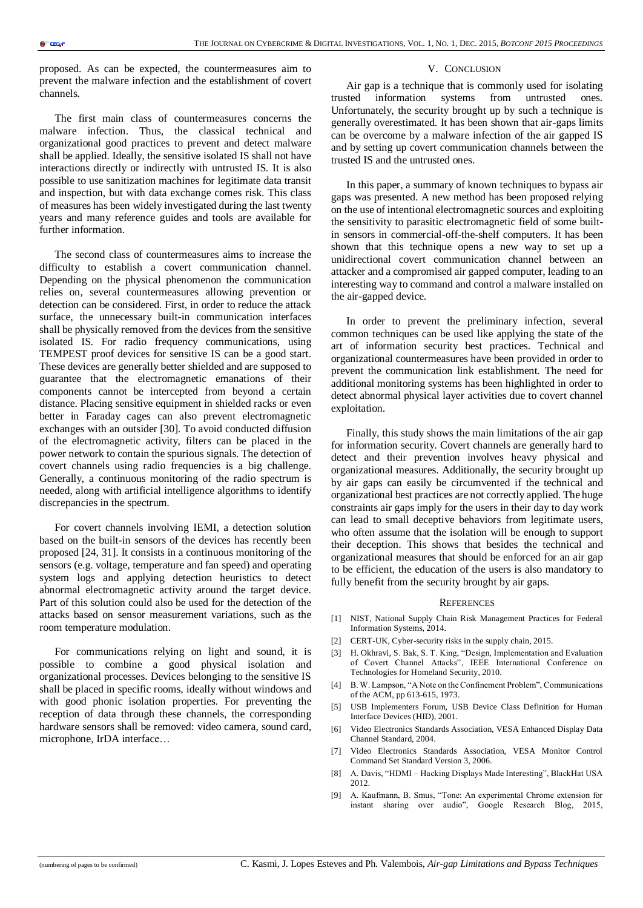proposed. As can be expected, the countermeasures aim to prevent the malware infection and the establishment of covert channels.

The first main class of countermeasures concerns the malware infection. Thus, the classical technical and organizational good practices to prevent and detect malware shall be applied. Ideally, the sensitive isolated IS shall not have interactions directly or indirectly with untrusted IS. It is also possible to use sanitization machines for legitimate data transit and inspection, but with data exchange comes risk. This class of measures has been widely investigated during the last twenty years and many reference guides and tools are available for further information.

The second class of countermeasures aims to increase the difficulty to establish a covert communication channel. Depending on the physical phenomenon the communication relies on, several countermeasures allowing prevention or detection can be considered. First, in order to reduce the attack surface, the unnecessary built-in communication interfaces shall be physically removed from the devices from the sensitive isolated IS. For radio frequency communications, using TEMPEST proof devices for sensitive IS can be a good start. These devices are generally better shielded and are supposed to guarantee that the electromagnetic emanations of their components cannot be intercepted from beyond a certain distance. Placing sensitive equipment in shielded racks or even better in Faraday cages can also prevent electromagnetic exchanges with an outsider [30]. To avoid conducted diffusion of the electromagnetic activity, filters can be placed in the power network to contain the spurious signals. The detection of covert channels using radio frequencies is a big challenge. Generally, a continuous monitoring of the radio spectrum is needed, along with artificial intelligence algorithms to identify discrepancies in the spectrum.

For covert channels involving IEMI, a detection solution based on the built-in sensors of the devices has recently been proposed [24, 31]. It consists in a continuous monitoring of the sensors (e.g. voltage, temperature and fan speed) and operating system logs and applying detection heuristics to detect abnormal electromagnetic activity around the target device. Part of this solution could also be used for the detection of the attacks based on sensor measurement variations, such as the room temperature modulation.

For communications relying on light and sound, it is possible to combine a good physical isolation and organizational processes. Devices belonging to the sensitive IS shall be placed in specific rooms, ideally without windows and with good phonic isolation properties. For preventing the reception of data through these channels, the corresponding hardware sensors shall be removed: video camera, sound card, microphone, IrDA interface…

## V. Conclusion

Air gap is a technique that is commonly used for isolating trusted information systems from untrusted ones. Unfortunately, the security brought up by such a technique is generally overestimated. It has been shown that air-gaps limits can be overcome by a malware infection of the air gapped IS and by setting up covert communication channels between the trusted IS and the untrusted ones.

In this paper, a summary of known techniques to bypass air gaps was presented. A new method has been proposed relying on the use of intentional electromagnetic sources and exploiting the sensitivity to parasitic electromagnetic field of some built-in sensors in commercial-off-the-shelf computers. It has been shown that this technique opens a new way to set up a unidirectional covert communication channel between an attacker and a compromised air gapped computer, leading to an interesting way to command and control a malware installed on the air-gapped device.

In order to prevent the preliminary infection, several common techniques can be used like applying the state of the art of information security best practices. Technical and organizational countermeasures have been provided in order to prevent the communication link establishment. The need for additional monitoring systems has been highlighted in order to detect abnormal physical layer activities due to covert channel exploitation.

Finally, this study shows the main limitations of the air gap for information security. Covert channels are generally hard to detect and their prevention involves heavy physical and organizational measures. Additionally, the security brought up by air gaps can easily be circumvented if the technical and organizational best practices are not correctly applied. The huge constraints air gaps imply for the users in their day to day work can lead to small deceptive behaviors from legitimate users, who often assume that the isolation will be enough to support their deception. This shows that besides the technical and organizational measures that should be enforced for an air gap to be efficient, the education of the users is also mandatory to fully benefit from the security brought by air gaps.

## References

[1] NIST, National Supply Chain Risk Management Practices for Federal Information Systems, 2014.

[2] CERT-UK, Cyber-security risks in the supply chain, 2015.

[3] H. Okhravi, S. Bak, S. T. King, “Design, Implementation and Evaluation of Covert Channel Attacks”, IEEE International Conference on Technologies for Homeland Security, 2010.

[4] B. W. Lampson, “A Note on the Confinement Problem”, Communications of the ACM, pp 613-615, 1973.

[5] USB Implementers Forum, USB Device Class Definition for Human Interface Devices (HID), 2001.

[6] Video Electronics Standards Association, VESA Enhanced Display Data Channel Standard, 2004.

[7] Video Electronics Standards Association, VESA Monitor Control Command Set Standard Version 3, 2006.

[8] A. Davis, “HDMI – Hacking Displays Made Interesting”, BlackHat USA 2012.

[9] A. Kaufmann, B. Smus, “Tone: An experimental Chrome extension for instant sharing over audio”, Google Research Blog, 2015,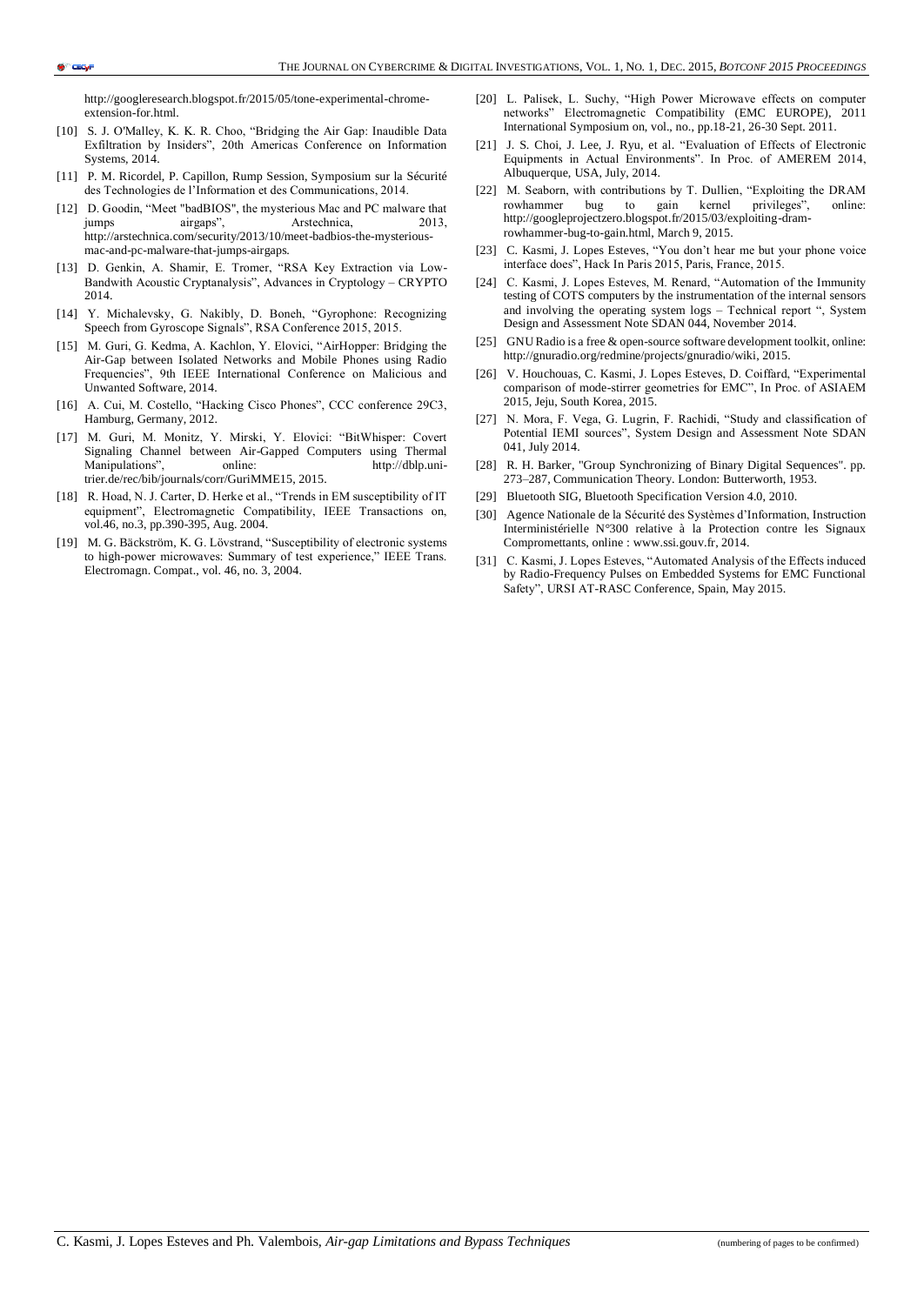http://googleresearch.blogspot.fr/2015/05/tone-experimental-chrome-extension-for.html.

[10] S. J. O'Malley, K. K. R. Choo, "Bridging the Air Gap: Inaudible Data Exfiltration by Insiders", 20th Americas Conference on Information Systems, 2014.

[11] P. M. Ricordel, P. Capillon, Rump Session, Symposium sur la Sécurité des Technologies de l'Information et des Communications, 2014.

[12] D. Goodin, "Meet "badBIOS", the mysterious Mac and PC malware that jumps airgaps", Arstechnica, 2013, http://arstechnica.com/security/2013/10/meet-badbios-the-mysterious-mac-and-pc-malware-that-jumps-airgaps.

[13] D. Genkin, A. Shamir, E. Tromer, "RSA Key Extraction via Low-Bandwith Acoustic Cryptanalysis", Advances in Cryptology – CRYPTO 2014.

[14] Y. Michalevsky, G. Nakibly, D. Boneh, "Gyrophone: Recognizing Speech from Gyroscope Signals", RSA Conference 2015, 2015.

[15] M. Guri, G. Kedma, A. Kachlon, Y. Elovici, "AirHopper: Bridging the Air-Gap between Isolated Networks and Mobile Phones using Radio Frequencies", 9th IEEE International Conference on Malicious and Unwanted Software, 2014.

[16] A. Cui, M. Costello, "Hacking Cisco Phones", CCC conference 29C3, Hamburg, Germany, 2012.

[17] M. Guri, M. Monitz, Y. Mirski, Y. Elovici: "BitWhisper: Covert Signaling Channel between Air-Gapped Computers using Thermal Manipulations", online: http://dblp.uni-trier.de/rec/bib/journals/corr/GuriMME15, 2015.

[18] R. Hoad, N. J. Carter, D. Herke et al., "Trends in EM susceptibility of IT equipment", Electromagnetic Compatibility, IEEE Transactions on, vol.46, no.3, pp.390-395, Aug. 2004.

[19] M. G. Bäckström, K. G. Lövstrand, "Susceptibility of electronic systems to high-power microwaves: Summary of test experience," IEEE Trans. Electromagn. Compat., vol. 46, no. 3, 2004.

[20] L. Palisek, L. Suchy, "High Power Microwave effects on computer networks" Electromagnetic Compatibility (EMC EUROPE), 2011 International Symposium on, vol., no., pp.18-21, 26-30 Sept. 2011.

[21] J. S. Choi, J. Lee, J. Ryu, et al. "Evaluation of Effects of Electronic Equipments in Actual Environments". In Proc. of AMEREM 2014, Albuquerque, USA, July, 2014.

[22] M. Seaborn, with contributions by T. Dullien, "Exploiting the DRAM rowhammer bug to gain kernel privileges", online: http://googleprojectzero.blogspot.fr/2015/03/exploiting-dram-rowhammer-bug-to-gain.html, March 9, 2015.

[23] C. Kasmi, J. Lopes Esteves, "You don't hear me but your phone voice interface does", Hack In Paris 2015, Paris, France, 2015.

[24] C. Kasmi, J. Lopes Esteves, M. Renard, "Automation of the Immunity testing of COTS computers by the instrumentation of the internal sensors and involving the operating system logs – Technical report ", System Design and Assessment Note SDAN 044, November 2014.

[25] GNU Radio is a free & open-source software development toolkit, online: http://gnuradio.org/redmine/projects/gnuradio/wiki, 2015.

[26] V. Houchouas, C. Kasmi, J. Lopes Esteves, D. Coiffard, "Experimental comparison of mode-stirrer geometries for EMC", In Proc. of ASIAEM 2015, Jeju, South Korea, 2015.

[27] N. Mora, F. Vega, G. Lugrin, F. Rachidi, "Study and classification of Potential IEMI sources", System Design and Assessment Note SDAN 041, July 2014.

[28] R. H. Barker, "Group Synchronizing of Binary Digital Sequences". pp. 273–287, Communication Theory. London: Butterworth, 1953.

[29] Bluetooth SIG, Bluetooth Specification Version 4.0, 2010.

[30] Agence Nationale de la Sécurité des Systèmes d'Information, Instruction Interministérielle N°300 relative à la Protection contre les Signaux Compromettants, online : www.ssi.gouv.fr, 2014.

[31] C. Kasmi, J. Lopes Esteves, "Automated Analysis of the Effects induced by Radio-Frequency Pulses on Embedded Systems for EMC Functional Safety", URSI AT-RASC Conference, Spain, May 2015.